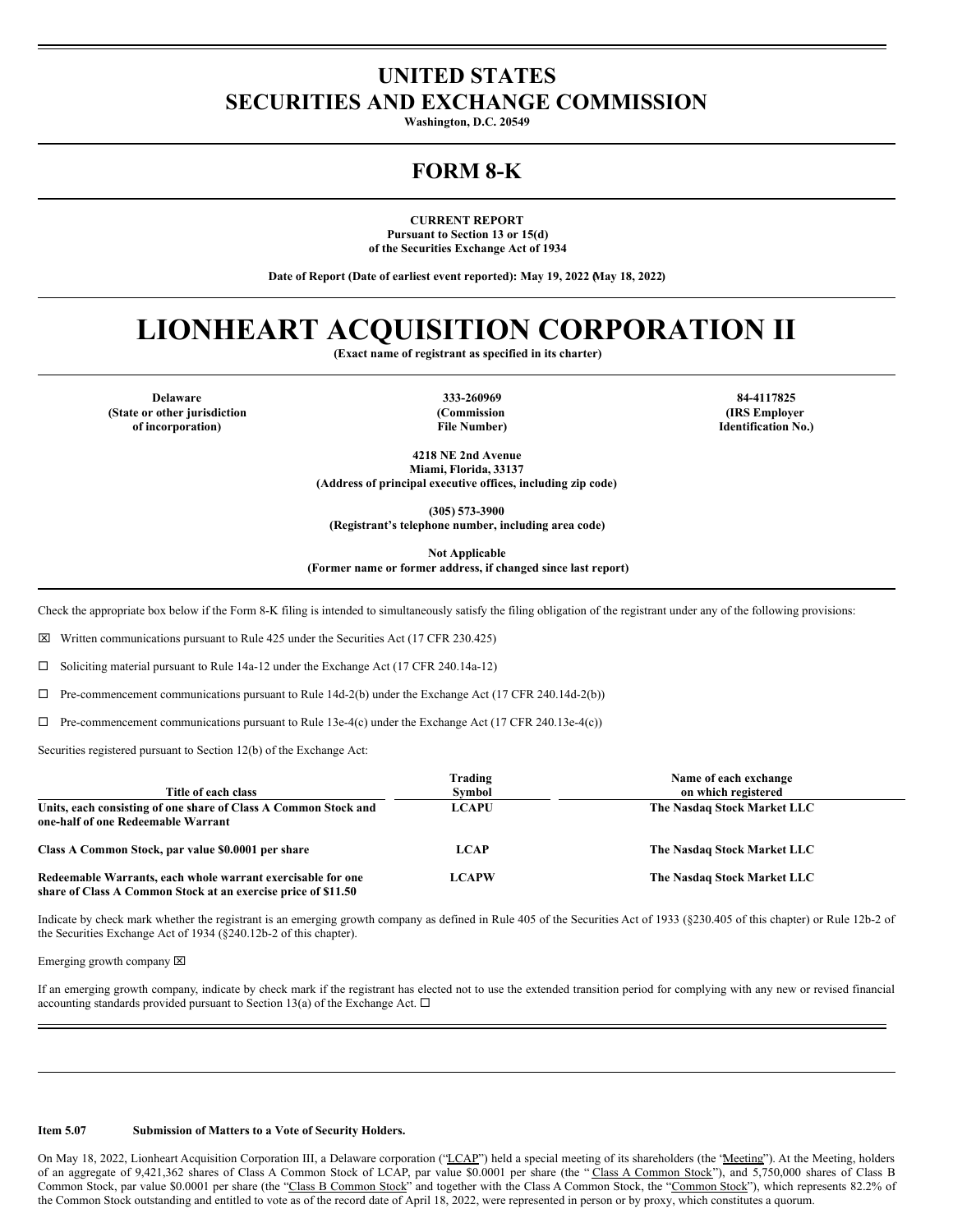# UNITED STATES
# SECURITIES AND EXCHANGE COMMISSION

**Washington, D.C. 20549**

## FORM 8-K

**CURRENT REPORT**
**Pursuant to Section 13 or 15(d)**
**of the Securities Exchange Act of 1934**

**Date of Report (Date of earliest event reported): May 19, 2022 (May 18, 2022)**

# LIONHEART ACQUISITION CORPORATION II

**(Exact name of registrant as specified in its charter)**

| Delaware | 333-260969 | 84-4117825 |
|---|---|---|
| (State or other jurisdiction of incorporation) | (Commission File Number) | (IRS Employer Identification No.) |

**4218 NE 2nd Avenue**
**Miami, Florida, 33137**
**(Address of principal executive offices, including zip code)**

**(305) 573-3900**
**(Registrant's telephone number, including area code)**

**Not Applicable**
**(Former name or former address, if changed since last report)**

Check the appropriate box below if the Form 8-K filing is intended to simultaneously satisfy the filing obligation of the registrant under any of the following provisions:

☒ Written communications pursuant to Rule 425 under the Securities Act (17 CFR 230.425)

☐ Soliciting material pursuant to Rule 14a-12 under the Exchange Act (17 CFR 240.14a-12)

☐ Pre-commencement communications pursuant to Rule 14d-2(b) under the Exchange Act (17 CFR 240.14d-2(b))

☐ Pre-commencement communications pursuant to Rule 13e-4(c) under the Exchange Act (17 CFR 240.13e-4(c))

Securities registered pursuant to Section 12(b) of the Exchange Act:

| Title of each class | Trading Symbol | Name of each exchange on which registered |
|---|---|---|
| **Units, each consisting of one share of Class A Common Stock and one-half of one Redeemable Warrant** | **LCAPU** | **The Nasdaq Stock Market LLC** |
| **Class A Common Stock, par value $0.0001 per share** | **LCAP** | **The Nasdaq Stock Market LLC** |
| **Redeemable Warrants, each whole warrant exercisable for one share of Class A Common Stock at an exercise price of $11.50** | **LCAPW** | **The Nasdaq Stock Market LLC** |

Indicate by check mark whether the registrant is an emerging growth company as defined in Rule 405 of the Securities Act of 1933 (§230.405 of this chapter) or Rule 12b-2 of the Securities Exchange Act of 1934 (§240.12b-2 of this chapter).

Emerging growth company ☒

If an emerging growth company, indicate by check mark if the registrant has elected not to use the extended transition period for complying with any new or revised financial accounting standards provided pursuant to Section 13(a) of the Exchange Act. ☐

---

**Item 5.07 Submission of Matters to a Vote of Security Holders.**

On May 18, 2022, Lionheart Acquisition Corporation III, a Delaware corporation ("LCAP") held a special meeting of its shareholders (the "Meeting"). At the Meeting, holders of an aggregate of 9,421,362 shares of Class A Common Stock of LCAP, par value $0.0001 per share (the "Class A Common Stock"), and 5,750,000 shares of Class B Common Stock, par value $0.0001 per share (the "Class B Common Stock" and together with the Class A Common Stock, the "Common Stock"), which represents 82.2% of the Common Stock outstanding and entitled to vote as of the record date of April 18, 2022, were represented in person or by proxy, which constitutes a quorum.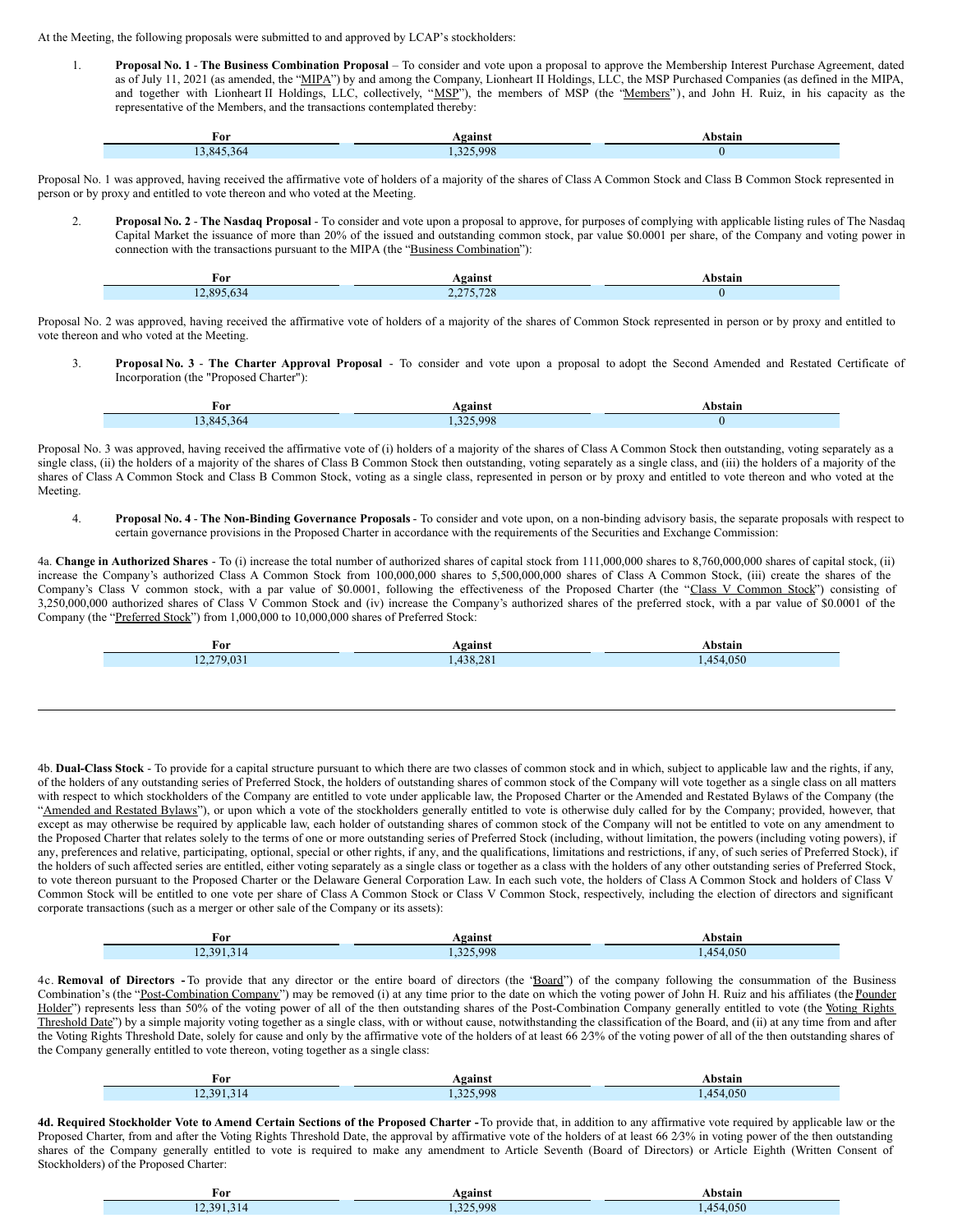At the Meeting, the following proposals were submitted to and approved by LCAP's stockholders:

1. **Proposal No. 1 - The Business Combination Proposal** – To consider and vote upon a proposal to approve the Membership Interest Purchase Agreement, dated as of July 11, 2021 (as amended, the "MIPA") by and among the Company, Lionheart II Holdings, LLC, the MSP Purchased Companies (as defined in the MIPA, and together with Lionheart II Holdings, LLC, collectively, "MSP"), the members of MSP (the "Members"), and John H. Ruiz, in his capacity as the representative of the Members, and the transactions contemplated thereby:

| For | Against | Abstain |
|---|---|---|
| 13,845,364 | 1,325,998 | 0 |

Proposal No. 1 was approved, having received the affirmative vote of holders of a majority of the shares of Class A Common Stock and Class B Common Stock represented in person or by proxy and entitled to vote thereon and who voted at the Meeting.

2. **Proposal No. 2 - The Nasdaq Proposal** - To consider and vote upon a proposal to approve, for purposes of complying with applicable listing rules of The Nasdaq Capital Market the issuance of more than 20% of the issued and outstanding common stock, par value $0.0001 per share, of the Company and voting power in connection with the transactions pursuant to the MIPA (the "Business Combination"):

| For | Against | Abstain |
|---|---|---|
| 12,895,634 | 2,275,728 | 0 |

Proposal No. 2 was approved, having received the affirmative vote of holders of a majority of the shares of Common Stock represented in person or by proxy and entitled to vote thereon and who voted at the Meeting.

3. **Proposal No. 3 - The Charter Approval Proposal** - To consider and vote upon a proposal to adopt the Second Amended and Restated Certificate of Incorporation (the "Proposed Charter"):

| For | Against | Abstain |
|---|---|---|
| 13,845,364 | 1,325,998 | 0 |

Proposal No. 3 was approved, having received the affirmative vote of (i) holders of a majority of the shares of Class A Common Stock then outstanding, voting separately as a single class, (ii) the holders of a majority of the shares of Class B Common Stock then outstanding, voting separately as a single class, and (iii) the holders of a majority of the shares of Class A Common Stock and Class B Common Stock, voting as a single class, represented in person or by proxy and entitled to vote thereon and who voted at the Meeting.

4. **Proposal No. 4 - The Non-Binding Governance Proposals** - To consider and vote upon, on a non-binding advisory basis, the separate proposals with respect to certain governance provisions in the Proposed Charter in accordance with the requirements of the Securities and Exchange Commission:

4a. **Change in Authorized Shares** - To (i) increase the total number of authorized shares of capital stock from 111,000,000 shares to 8,760,000,000 shares of capital stock, (ii) increase the Company's authorized Class A Common Stock from 100,000,000 shares to 5,500,000,000 shares of Class A Common Stock, (iii) create the shares of the Company's Class V common stock, with a par value of $0.0001, following the effectiveness of the Proposed Charter (the "Class V Common Stock") consisting of 3,250,000,000 authorized shares of Class V Common Stock and (iv) increase the Company's authorized shares of the preferred stock, with a par value of $0.0001 of the Company (the "Preferred Stock") from 1,000,000 to 10,000,000 shares of Preferred Stock:

| For | Against | Abstain |
|---|---|---|
| 12,279,031 | 1,438,281 | 1,454,050 |

4b. **Dual-Class Stock** - To provide for a capital structure pursuant to which there are two classes of common stock and in which, subject to applicable law and the rights, if any, of the holders of any outstanding series of Preferred Stock, the holders of outstanding shares of common stock of the Company will vote together as a single class on all matters with respect to which stockholders of the Company are entitled to vote under applicable law, the Proposed Charter or the Amended and Restated Bylaws of the Company (the "Amended and Restated Bylaws"), or upon which a vote of the stockholders generally entitled to vote is otherwise duly called for by the Company; provided, however, that except as may otherwise be required by applicable law, each holder of outstanding shares of common stock of the Company will not be entitled to vote on any amendment to the Proposed Charter that relates solely to the terms of one or more outstanding series of Preferred Stock (including, without limitation, the powers (including voting powers), if any, preferences and relative, participating, optional, special or other rights, if any, and the qualifications, limitations and restrictions, if any, of such series of Preferred Stock), if the holders of such affected series are entitled, either voting separately as a single class or together as a class with the holders of any other outstanding series of Preferred Stock, to vote thereon pursuant to the Proposed Charter or the Delaware General Corporation Law. In each such vote, the holders of Class A Common Stock and holders of Class V Common Stock will be entitled to one vote per share of Class A Common Stock or Class V Common Stock, respectively, including the election of directors and significant corporate transactions (such as a merger or other sale of the Company or its assets):

| For | Against | Abstain |
|---|---|---|
| 12,391,314 | 1,325,998 | 1,454,050 |

4c. **Removal of Directors -** To provide that any director or the entire board of directors (the "Board") of the company following the consummation of the Business Combination's (the "Post-Combination Company") may be removed (i) at any time prior to the date on which the voting power of John H. Ruiz and his affiliates (the "Founder Holder") represents less than 50% of the voting power of all of the then outstanding shares of the Post-Combination Company generally entitled to vote (the "Voting Rights Threshold Date") by a simple majority voting together as a single class, with or without cause, notwithstanding the classification of the Board, and (ii) at any time from and after the Voting Rights Threshold Date, solely for cause and only by the affirmative vote of the holders of at least 66 2⁄3% of the voting power of all of the then outstanding shares of the Company generally entitled to vote thereon, voting together as a single class:

| For | Against | Abstain |
|---|---|---|
| 12,391,314 | 1,325,998 | 1,454,050 |

**4d. Required Stockholder Vote to Amend Certain Sections of the Proposed Charter -** To provide that, in addition to any affirmative vote required by applicable law or the Proposed Charter, from and after the Voting Rights Threshold Date, the approval by affirmative vote of the holders of at least 66 2⁄3% in voting power of the then outstanding shares of the Company generally entitled to vote is required to make any amendment to Article Seventh (Board of Directors) or Article Eighth (Written Consent of Stockholders) of the Proposed Charter:

| For | Against | Abstain |
|---|---|---|
| 12,391,314 | 1,325,998 | 1,454,050 |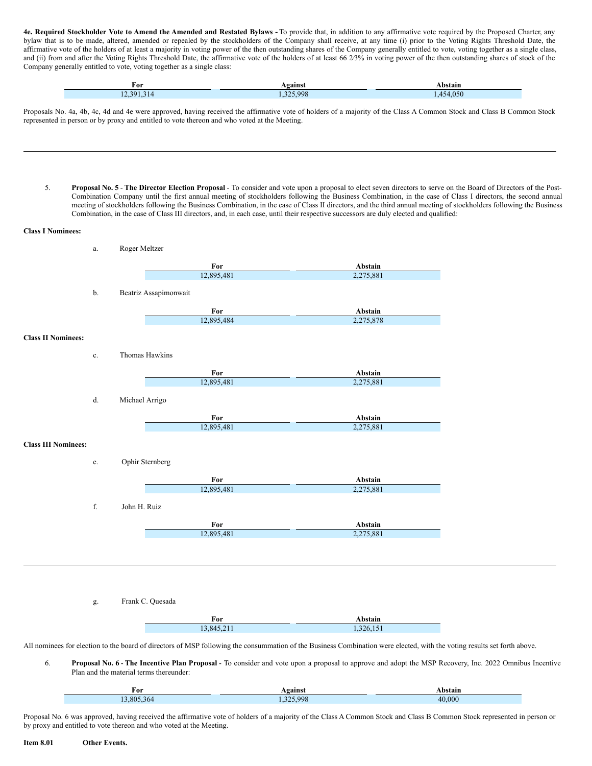**4e. Required Stockholder Vote to Amend the Amended and Restated Bylaws -** To provide that, in addition to any affirmative vote required by the Proposed Charter, any bylaw that is to be made, altered, amended or repealed by the stockholders of the Company shall receive, at any time (i) prior to the Voting Rights Threshold Date, the affirmative vote of the holders of at least a majority in voting power of the then outstanding shares of the Company generally entitled to vote, voting together as a single class, and (ii) from and after the Voting Rights Threshold Date, the affirmative vote of the holders of at least 66 2⁄3% in voting power of the then outstanding shares of stock of the Company generally entitled to vote, voting together as a single class:

| For | Against | Abstain |
| --- | --- | --- |
| 12,391,314 | 1,325,998 | 1,454,050 |

Proposals No. 4a, 4b, 4c, 4d and 4e were approved, having received the affirmative vote of holders of a majority of the Class A Common Stock and Class B Common Stock represented in person or by proxy and entitled to vote thereon and who voted at the Meeting.

---

5. **Proposal No. 5** - **The Director Election Proposal** - To consider and vote upon a proposal to elect seven directors to serve on the Board of Directors of the Post-Combination Company until the first annual meeting of stockholders following the Business Combination, in the case of Class I directors, the second annual meeting of stockholders following the Business Combination, in the case of Class II directors, and the third annual meeting of stockholders following the Business Combination, in the case of Class III directors, and, in each case, until their respective successors are duly elected and qualified:

**Class I Nominees:**

a. Roger Meltzer

| For | Abstain |
| --- | --- |
| 12,895,481 | 2,275,881 |

b. Beatriz Assapimonwait

| For | Abstain |
| --- | --- |
| 12,895,484 | 2,275,878 |

**Class II Nominees:**

c. Thomas Hawkins

| For | Abstain |
| --- | --- |
| 12,895,481 | 2,275,881 |

d. Michael Arrigo

| For | Abstain |
| --- | --- |
| 12,895,481 | 2,275,881 |

**Class III Nominees:**

e. Ophir Sternberg

| For | Abstain |
| --- | --- |
| 12,895,481 | 2,275,881 |

f. John H. Ruiz

| For | Abstain |
| --- | --- |
| 12,895,481 | 2,275,881 |

---

g. Frank C. Quesada

| For | Abstain |
| --- | --- |
| 13,845,211 | 1,326,151 |

All nominees for election to the board of directors of MSP following the consummation of the Business Combination were elected, with the voting results set forth above.

6. **Proposal No. 6** - **The Incentive Plan Proposal** - To consider and vote upon a proposal to approve and adopt the MSP Recovery, Inc. 2022 Omnibus Incentive Plan and the material terms thereunder:

| For | Against | Abstain |
| --- | --- | --- |
| 13,805,364 | 1,325,998 | 40,000 |

Proposal No. 6 was approved, having received the affirmative vote of holders of a majority of the Class A Common Stock and Class B Common Stock represented in person or by proxy and entitled to vote thereon and who voted at the Meeting.

**Item 8.01 Other Events.**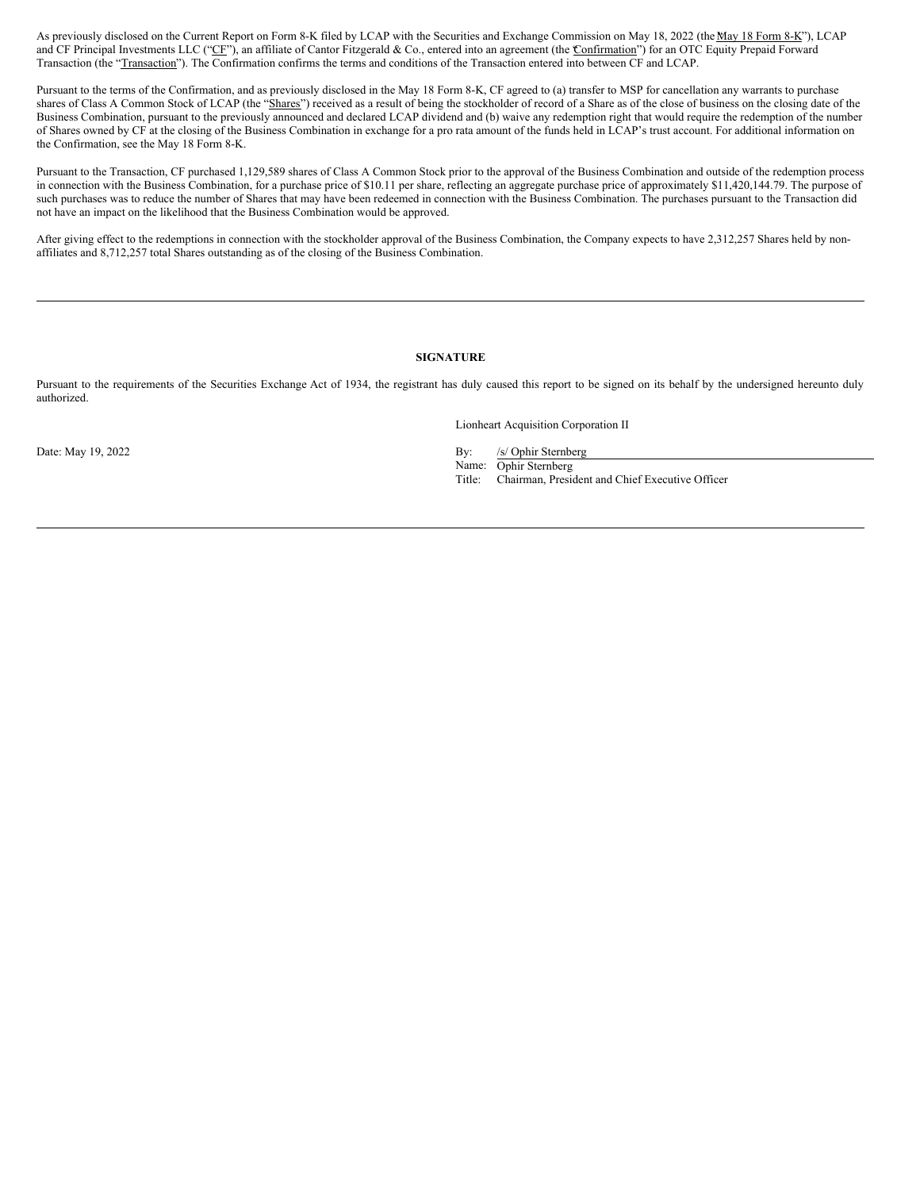As previously disclosed on the Current Report on Form 8-K filed by LCAP with the Securities and Exchange Commission on May 18, 2022 (the "May 18 Form 8-K"), LCAP and CF Principal Investments LLC ("CF"), an affiliate of Cantor Fitzgerald & Co., entered into an agreement (the "Confirmation") for an OTC Equity Prepaid Forward Transaction (the "Transaction"). The Confirmation confirms the terms and conditions of the Transaction entered into between CF and LCAP.

Pursuant to the terms of the Confirmation, and as previously disclosed in the May 18 Form 8-K, CF agreed to (a) transfer to MSP for cancellation any warrants to purchase shares of Class A Common Stock of LCAP (the "Shares") received as a result of being the stockholder of record of a Share as of the close of business on the closing date of the Business Combination, pursuant to the previously announced and declared LCAP dividend and (b) waive any redemption right that would require the redemption of the number of Shares owned by CF at the closing of the Business Combination in exchange for a pro rata amount of the funds held in LCAP's trust account. For additional information on the Confirmation, see the May 18 Form 8-K.

Pursuant to the Transaction, CF purchased 1,129,589 shares of Class A Common Stock prior to the approval of the Business Combination and outside of the redemption process in connection with the Business Combination, for a purchase price of $10.11 per share, reflecting an aggregate purchase price of approximately $11,420,144.79. The purpose of such purchases was to reduce the number of Shares that may have been redeemed in connection with the Business Combination. The purchases pursuant to the Transaction did not have an impact on the likelihood that the Business Combination would be approved.

After giving effect to the redemptions in connection with the stockholder approval of the Business Combination, the Company expects to have 2,312,257 Shares held by non-affiliates and 8,712,257 total Shares outstanding as of the closing of the Business Combination.

---

**SIGNATURE**

Pursuant to the requirements of the Securities Exchange Act of 1934, the registrant has duly caused this report to be signed on its behalf by the undersigned hereunto duly authorized.

Lionheart Acquisition Corporation II

Date: May 19, 2022

By: /s/ Ophir Sternberg
Name: Ophir Sternberg
Title: Chairman, President and Chief Executive Officer